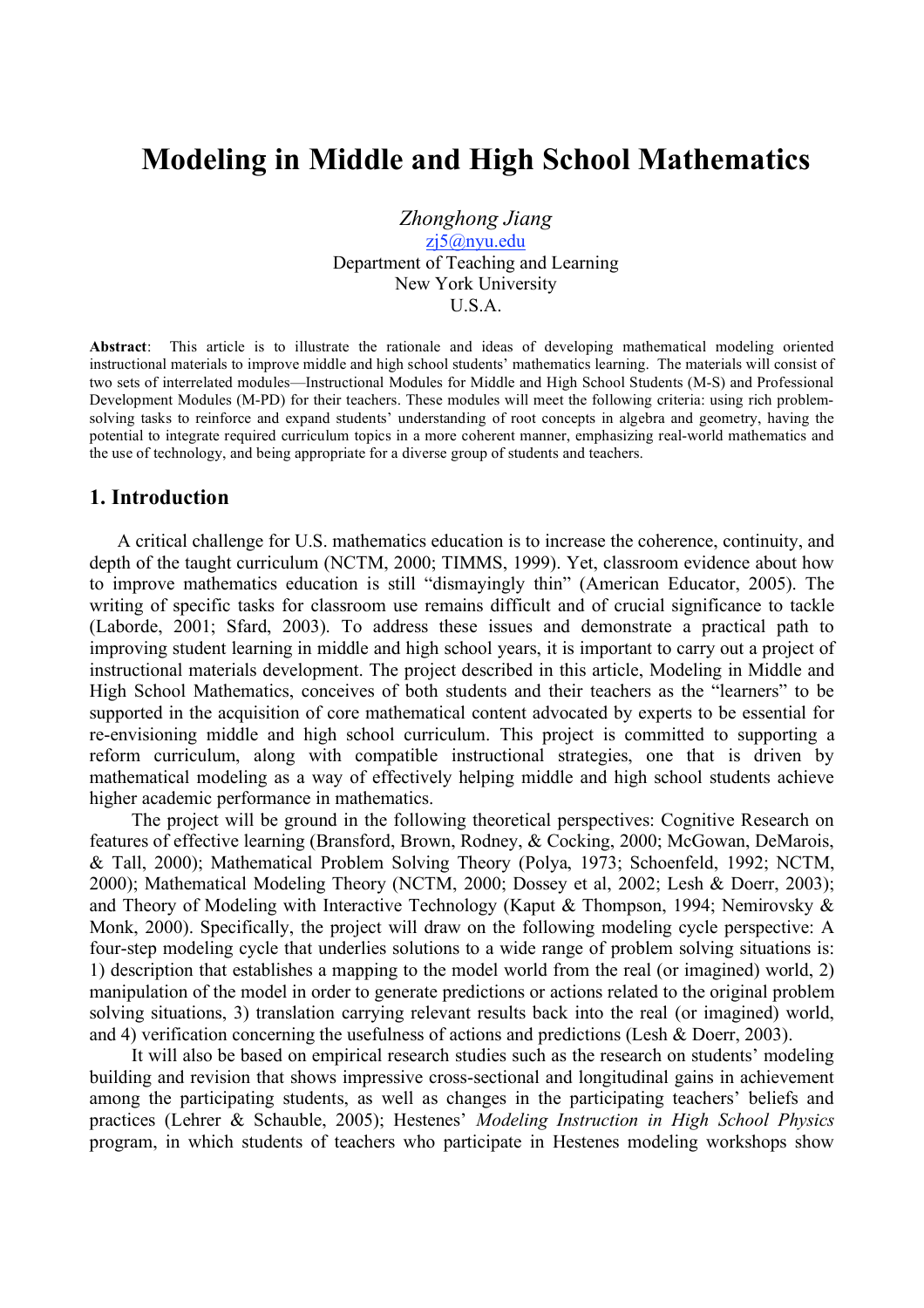# Modeling in Middle and High School Mathematics

*Zhonghong Jiang*
zj5@nyu.edu
Department of Teaching and Learning
New York University
U.S.A.

**Abstract**: This article is to illustrate the rationale and ideas of developing mathematical modeling oriented instructional materials to improve middle and high school students' mathematics learning. The materials will consist of two sets of interrelated modules—Instructional Modules for Middle and High School Students (M-S) and Professional Development Modules (M-PD) for their teachers. These modules will meet the following criteria: using rich problem-solving tasks to reinforce and expand students' understanding of root concepts in algebra and geometry, having the potential to integrate required curriculum topics in a more coherent manner, emphasizing real-world mathematics and the use of technology, and being appropriate for a diverse group of students and teachers.

## 1. Introduction

A critical challenge for U.S. mathematics education is to increase the coherence, continuity, and depth of the taught curriculum (NCTM, 2000; TIMMS, 1999). Yet, classroom evidence about how to improve mathematics education is still "dismayingly thin" (American Educator, 2005). The writing of specific tasks for classroom use remains difficult and of crucial significance to tackle (Laborde, 2001; Sfard, 2003). To address these issues and demonstrate a practical path to improving student learning in middle and high school years, it is important to carry out a project of instructional materials development. The project described in this article, Modeling in Middle and High School Mathematics, conceives of both students and their teachers as the "learners" to be supported in the acquisition of core mathematical content advocated by experts to be essential for re-envisioning middle and high school curriculum. This project is committed to supporting a reform curriculum, along with compatible instructional strategies, one that is driven by mathematical modeling as a way of effectively helping middle and high school students achieve higher academic performance in mathematics.

The project will be ground in the following theoretical perspectives: Cognitive Research on features of effective learning (Bransford, Brown, Rodney, & Cocking, 2000; McGowan, DeMarois, & Tall, 2000); Mathematical Problem Solving Theory (Polya, 1973; Schoenfeld, 1992; NCTM, 2000); Mathematical Modeling Theory (NCTM, 2000; Dossey et al, 2002; Lesh & Doerr, 2003); and Theory of Modeling with Interactive Technology (Kaput & Thompson, 1994; Nemirovsky & Monk, 2000). Specifically, the project will draw on the following modeling cycle perspective: A four-step modeling cycle that underlies solutions to a wide range of problem solving situations is: 1) description that establishes a mapping to the model world from the real (or imagined) world, 2) manipulation of the model in order to generate predictions or actions related to the original problem solving situations, 3) translation carrying relevant results back into the real (or imagined) world, and 4) verification concerning the usefulness of actions and predictions (Lesh & Doerr, 2003).

It will also be based on empirical research studies such as the research on students' modeling building and revision that shows impressive cross-sectional and longitudinal gains in achievement among the participating students, as well as changes in the participating teachers' beliefs and practices (Lehrer & Schauble, 2005); Hestenes' *Modeling Instruction in High School Physics* program, in which students of teachers who participate in Hestenes modeling workshops show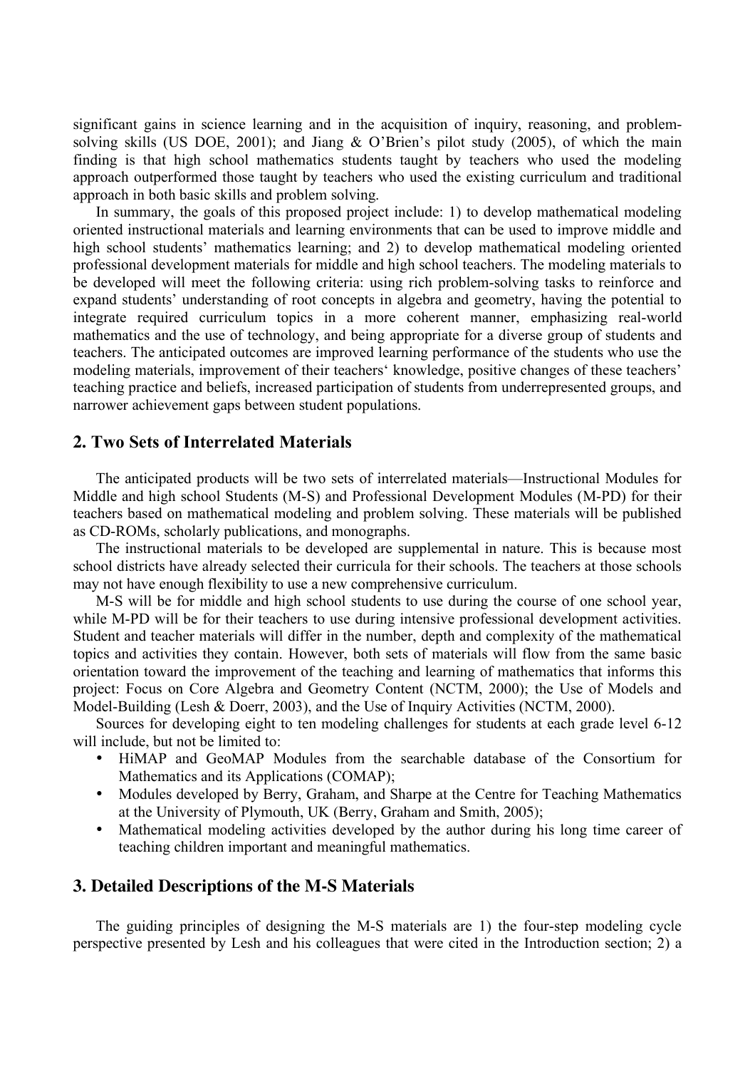significant gains in science learning and in the acquisition of inquiry, reasoning, and problem-solving skills (US DOE, 2001); and Jiang & O'Brien's pilot study (2005), of which the main finding is that high school mathematics students taught by teachers who used the modeling approach outperformed those taught by teachers who used the existing curriculum and traditional approach in both basic skills and problem solving.

In summary, the goals of this proposed project include: 1) to develop mathematical modeling oriented instructional materials and learning environments that can be used to improve middle and high school students' mathematics learning; and 2) to develop mathematical modeling oriented professional development materials for middle and high school teachers. The modeling materials to be developed will meet the following criteria: using rich problem-solving tasks to reinforce and expand students' understanding of root concepts in algebra and geometry, having the potential to integrate required curriculum topics in a more coherent manner, emphasizing real-world mathematics and the use of technology, and being appropriate for a diverse group of students and teachers. The anticipated outcomes are improved learning performance of the students who use the modeling materials, improvement of their teachers' knowledge, positive changes of these teachers' teaching practice and beliefs, increased participation of students from underrepresented groups, and narrower achievement gaps between student populations.

## 2. Two Sets of Interrelated Materials

The anticipated products will be two sets of interrelated materials—Instructional Modules for Middle and high school Students (M-S) and Professional Development Modules (M-PD) for their teachers based on mathematical modeling and problem solving. These materials will be published as CD-ROMs, scholarly publications, and monographs.

The instructional materials to be developed are supplemental in nature. This is because most school districts have already selected their curricula for their schools. The teachers at those schools may not have enough flexibility to use a new comprehensive curriculum.

M-S will be for middle and high school students to use during the course of one school year, while M-PD will be for their teachers to use during intensive professional development activities. Student and teacher materials will differ in the number, depth and complexity of the mathematical topics and activities they contain. However, both sets of materials will flow from the same basic orientation toward the improvement of the teaching and learning of mathematics that informs this project: Focus on Core Algebra and Geometry Content (NCTM, 2000); the Use of Models and Model-Building (Lesh & Doerr, 2003), and the Use of Inquiry Activities (NCTM, 2000).

Sources for developing eight to ten modeling challenges for students at each grade level 6-12 will include, but not be limited to:

- HiMAP and GeoMAP Modules from the searchable database of the Consortium for Mathematics and its Applications (COMAP);
- Modules developed by Berry, Graham, and Sharpe at the Centre for Teaching Mathematics at the University of Plymouth, UK (Berry, Graham and Smith, 2005);
- Mathematical modeling activities developed by the author during his long time career of teaching children important and meaningful mathematics.

## 3. Detailed Descriptions of the M-S Materials

The guiding principles of designing the M-S materials are 1) the four-step modeling cycle perspective presented by Lesh and his colleagues that were cited in the Introduction section; 2) a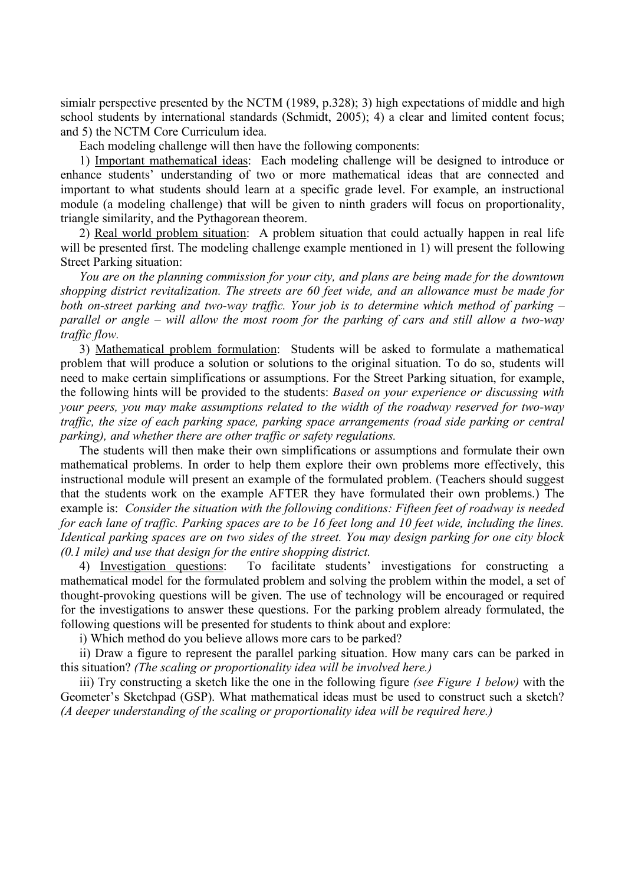simialr perspective presented by the NCTM (1989, p.328); 3) high expectations of middle and high school students by international standards (Schmidt, 2005); 4) a clear and limited content focus; and 5) the NCTM Core Curriculum idea.

Each modeling challenge will then have the following components:

1) Important mathematical ideas: Each modeling challenge will be designed to introduce or enhance students' understanding of two or more mathematical ideas that are connected and important to what students should learn at a specific grade level. For example, an instructional module (a modeling challenge) that will be given to ninth graders will focus on proportionality, triangle similarity, and the Pythagorean theorem.

2) Real world problem situation: A problem situation that could actually happen in real life will be presented first. The modeling challenge example mentioned in 1) will present the following Street Parking situation:

*You are on the planning commission for your city, and plans are being made for the downtown shopping district revitalization. The streets are 60 feet wide, and an allowance must be made for both on-street parking and two-way traffic. Your job is to determine which method of parking – parallel or angle – will allow the most room for the parking of cars and still allow a two-way traffic flow.*

3) Mathematical problem formulation: Students will be asked to formulate a mathematical problem that will produce a solution or solutions to the original situation. To do so, students will need to make certain simplifications or assumptions. For the Street Parking situation, for example, the following hints will be provided to the students: *Based on your experience or discussing with your peers, you may make assumptions related to the width of the roadway reserved for two-way traffic, the size of each parking space, parking space arrangements (road side parking or central parking), and whether there are other traffic or safety regulations.*

The students will then make their own simplifications or assumptions and formulate their own mathematical problems. In order to help them explore their own problems more effectively, this instructional module will present an example of the formulated problem. (Teachers should suggest that the students work on the example AFTER they have formulated their own problems.) The example is: *Consider the situation with the following conditions: Fifteen feet of roadway is needed for each lane of traffic. Parking spaces are to be 16 feet long and 10 feet wide, including the lines. Identical parking spaces are on two sides of the street. You may design parking for one city block (0.1 mile) and use that design for the entire shopping district.*

4) Investigation questions: To facilitate students' investigations for constructing a mathematical model for the formulated problem and solving the problem within the model, a set of thought-provoking questions will be given. The use of technology will be encouraged or required for the investigations to answer these questions. For the parking problem already formulated, the following questions will be presented for students to think about and explore:

i) Which method do you believe allows more cars to be parked?

ii) Draw a figure to represent the parallel parking situation. How many cars can be parked in this situation? *(The scaling or proportionality idea will be involved here.)*

iii) Try constructing a sketch like the one in the following figure *(see Figure 1 below)* with the Geometer's Sketchpad (GSP). What mathematical ideas must be used to construct such a sketch? *(A deeper understanding of the scaling or proportionality idea will be required here.)*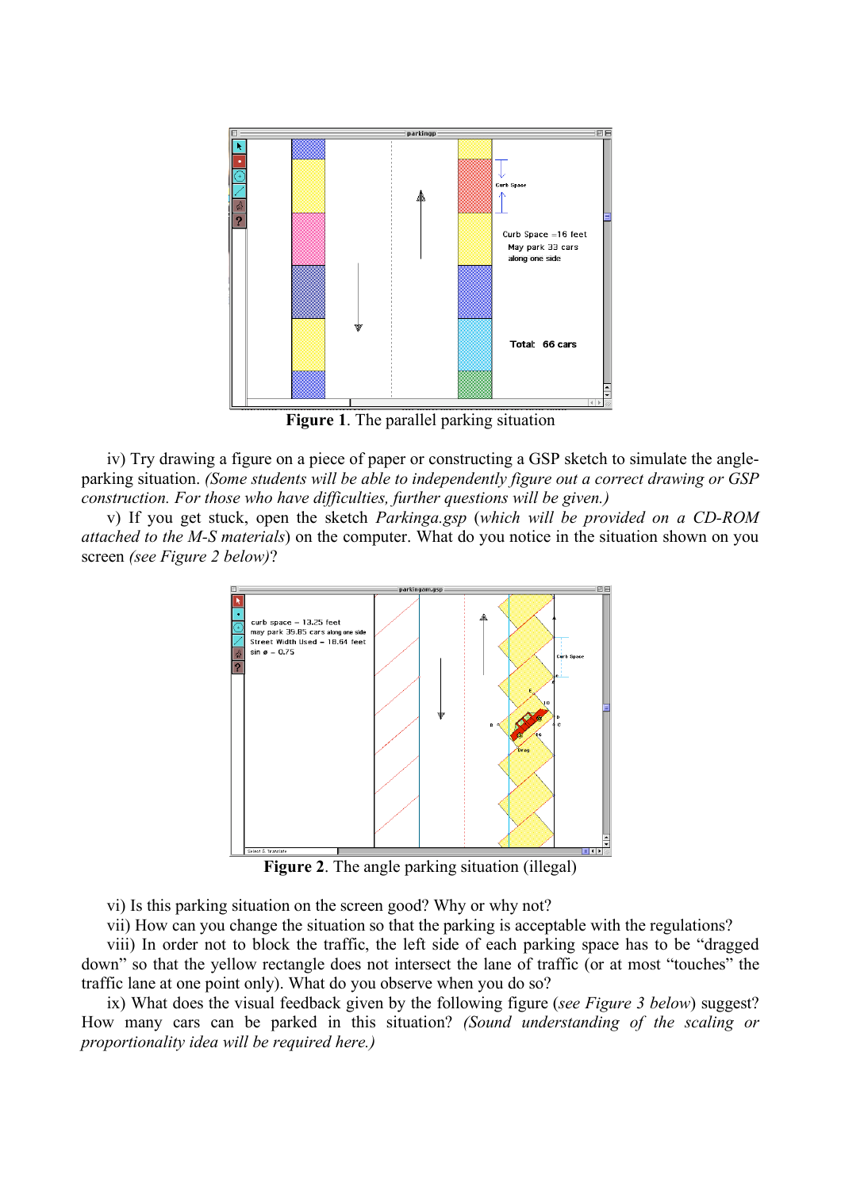Curb Space

Curb Space =16 feet
May park 33 cars
along one side

Total: 66 cars

**Figure 1**. The parallel parking situation

iv) Try drawing a figure on a piece of paper or constructing a GSP sketch to simulate the angle-parking situation. *(Some students will be able to independently figure out a correct drawing or GSP construction. For those who have difficulties, further questions will be given.)*

v) If you get stuck, open the sketch *Parkinga.gsp* (*which will be provided on a CD-ROM attached to the M-S materials*) on the computer. What do you notice in the situation shown on you screen *(see Figure 2 below)*?

curb space = 13.25 feet
may park 39.85 cars along one side
Street Width Used = 18.64 feet
sin ø = 0.75

Curb Space

Drag

**Figure 2**. The angle parking situation (illegal)

vi) Is this parking situation on the screen good? Why or why not?

vii) How can you change the situation so that the parking is acceptable with the regulations?

viii) In order not to block the traffic, the left side of each parking space has to be "dragged down" so that the yellow rectangle does not intersect the lane of traffic (or at most "touches" the traffic lane at one point only). What do you observe when you do so?

ix) What does the visual feedback given by the following figure (*see Figure 3 below*) suggest? How many cars can be parked in this situation? *(Sound understanding of the scaling or proportionality idea will be required here.)*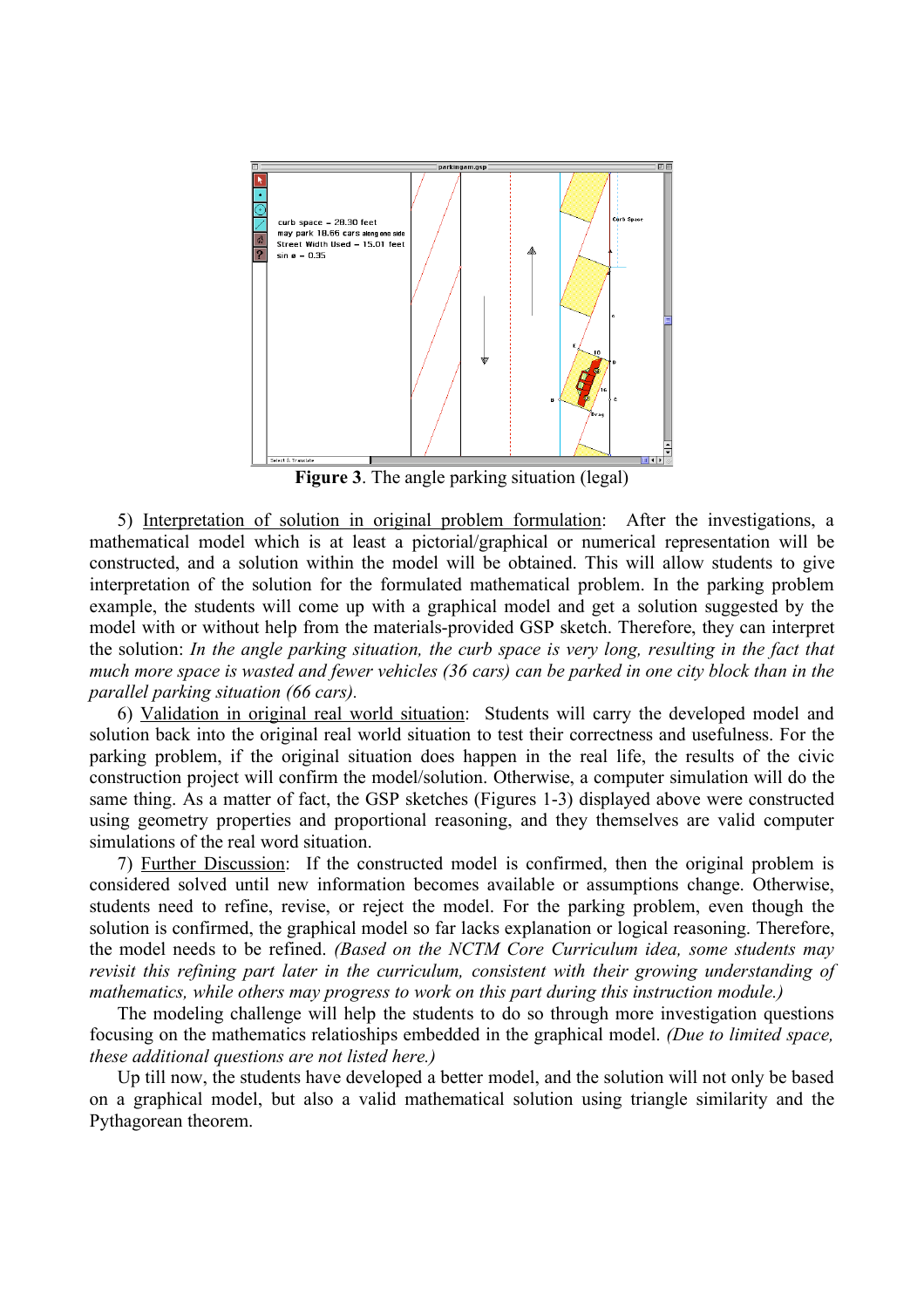curb space = 28.30 feet
may park 18.66 cars along one side
Street Width Used = 15.01 feet
sin a = 0.35

Curb Space

Drag

**Figure 3**. The angle parking situation (legal)

5) Interpretation of solution in original problem formulation: After the investigations, a mathematical model which is at least a pictorial/graphical or numerical representation will be constructed, and a solution within the model will be obtained. This will allow students to give interpretation of the solution for the formulated mathematical problem. In the parking problem example, the students will come up with a graphical model and get a solution suggested by the model with or without help from the materials-provided GSP sketch. Therefore, they can interpret the solution: *In the angle parking situation, the curb space is very long, resulting in the fact that much more space is wasted and fewer vehicles (36 cars) can be parked in one city block than in the parallel parking situation (66 cars).*

6) Validation in original real world situation: Students will carry the developed model and solution back into the original real world situation to test their correctness and usefulness. For the parking problem, if the original situation does happen in the real life, the results of the civic construction project will confirm the model/solution. Otherwise, a computer simulation will do the same thing. As a matter of fact, the GSP sketches (Figures 1-3) displayed above were constructed using geometry properties and proportional reasoning, and they themselves are valid computer simulations of the real word situation.

7) Further Discussion: If the constructed model is confirmed, then the original problem is considered solved until new information becomes available or assumptions change. Otherwise, students need to refine, revise, or reject the model. For the parking problem, even though the solution is confirmed, the graphical model so far lacks explanation or logical reasoning. Therefore, the model needs to be refined. *(Based on the NCTM Core Curriculum idea, some students may revisit this refining part later in the curriculum, consistent with their growing understanding of mathematics, while others may progress to work on this part during this instruction module.)*

The modeling challenge will help the students to do so through more investigation questions focusing on the mathematics relatioships embedded in the graphical model. *(Due to limited space, these additional questions are not listed here.)*

Up till now, the students have developed a better model, and the solution will not only be based on a graphical model, but also a valid mathematical solution using triangle similarity and the Pythagorean theorem.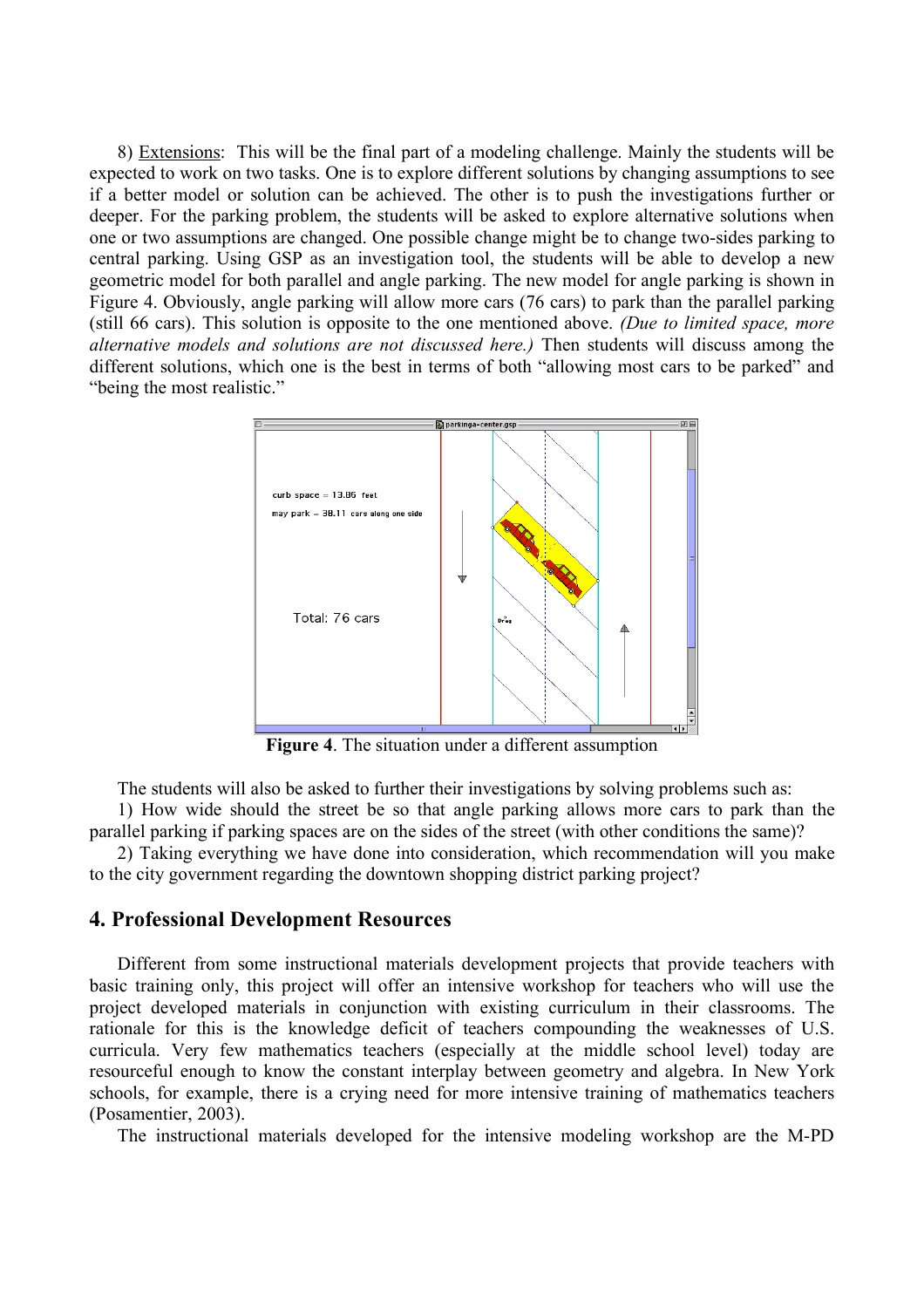8) Extensions: This will be the final part of a modeling challenge. Mainly the students will be expected to work on two tasks. One is to explore different solutions by changing assumptions to see if a better model or solution can be achieved. The other is to push the investigations further or deeper. For the parking problem, the students will be asked to explore alternative solutions when one or two assumptions are changed. One possible change might be to change two-sides parking to central parking. Using GSP as an investigation tool, the students will be able to develop a new geometric model for both parallel and angle parking. The new model for angle parking is shown in Figure 4. Obviously, angle parking will allow more cars (76 cars) to park than the parallel parking (still 66 cars). This solution is opposite to the one mentioned above. *(Due to limited space, more alternative models and solutions are not discussed here.)* Then students will discuss among the different solutions, which one is the best in terms of both "allowing most cars to be parked" and "being the most realistic."

parkinga-center.gsp

curb space = 13.86 feet

may park = 38.11 cars along one side

Total: 76 cars

Drag

**Figure 4**. The situation under a different assumption

The students will also be asked to further their investigations by solving problems such as:

1) How wide should the street be so that angle parking allows more cars to park than the parallel parking if parking spaces are on the sides of the street (with other conditions the same)?

2) Taking everything we have done into consideration, which recommendation will you make to the city government regarding the downtown shopping district parking project?

## 4. Professional Development Resources

Different from some instructional materials development projects that provide teachers with basic training only, this project will offer an intensive workshop for teachers who will use the project developed materials in conjunction with existing curriculum in their classrooms. The rationale for this is the knowledge deficit of teachers compounding the weaknesses of U.S. curricula. Very few mathematics teachers (especially at the middle school level) today are resourceful enough to know the constant interplay between geometry and algebra. In New York schools, for example, there is a crying need for more intensive training of mathematics teachers (Posamentier, 2003).

The instructional materials developed for the intensive modeling workshop are the M-PD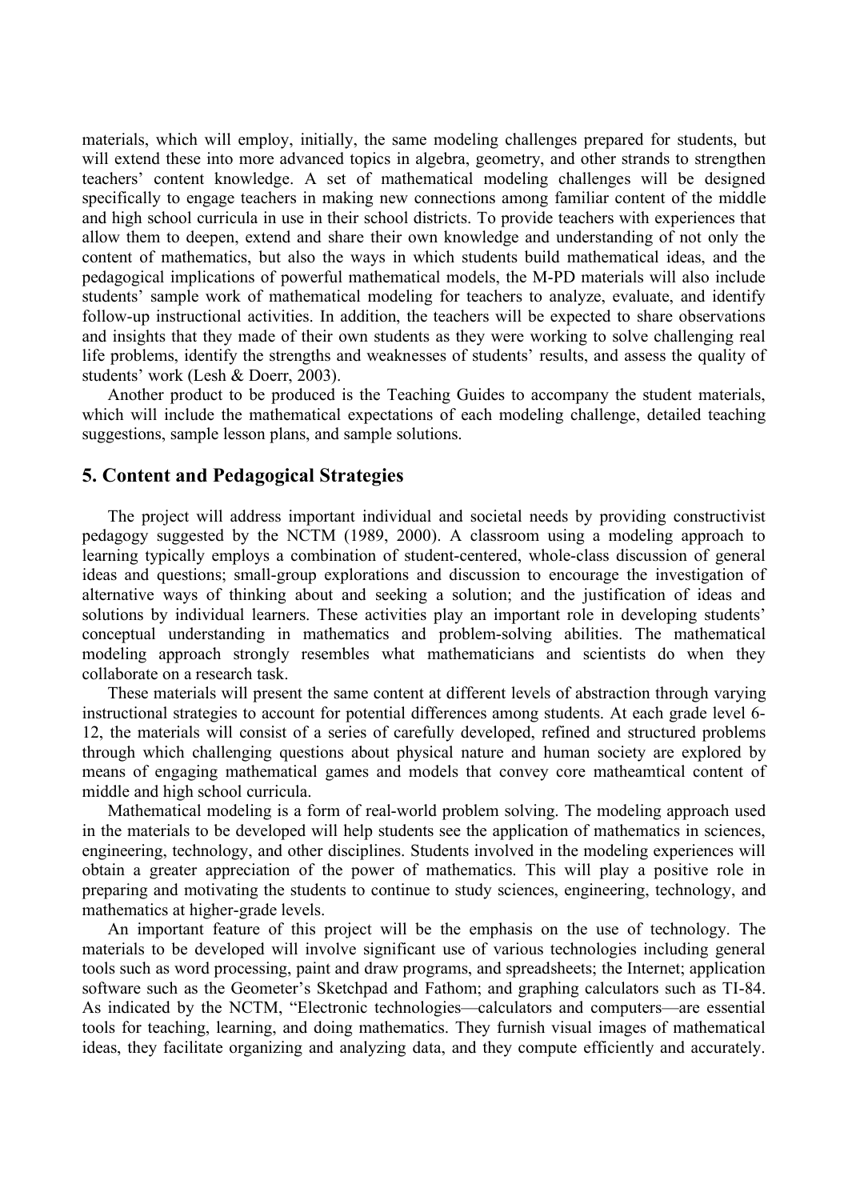materials, which will employ, initially, the same modeling challenges prepared for students, but will extend these into more advanced topics in algebra, geometry, and other strands to strengthen teachers' content knowledge. A set of mathematical modeling challenges will be designed specifically to engage teachers in making new connections among familiar content of the middle and high school curricula in use in their school districts. To provide teachers with experiences that allow them to deepen, extend and share their own knowledge and understanding of not only the content of mathematics, but also the ways in which students build mathematical ideas, and the pedagogical implications of powerful mathematical models, the M-PD materials will also include students' sample work of mathematical modeling for teachers to analyze, evaluate, and identify follow-up instructional activities. In addition, the teachers will be expected to share observations and insights that they made of their own students as they were working to solve challenging real life problems, identify the strengths and weaknesses of students' results, and assess the quality of students' work (Lesh & Doerr, 2003).

Another product to be produced is the Teaching Guides to accompany the student materials, which will include the mathematical expectations of each modeling challenge, detailed teaching suggestions, sample lesson plans, and sample solutions.

## 5. Content and Pedagogical Strategies

The project will address important individual and societal needs by providing constructivist pedagogy suggested by the NCTM (1989, 2000). A classroom using a modeling approach to learning typically employs a combination of student-centered, whole-class discussion of general ideas and questions; small-group explorations and discussion to encourage the investigation of alternative ways of thinking about and seeking a solution; and the justification of ideas and solutions by individual learners. These activities play an important role in developing students' conceptual understanding in mathematics and problem-solving abilities. The mathematical modeling approach strongly resembles what mathematicians and scientists do when they collaborate on a research task.

These materials will present the same content at different levels of abstraction through varying instructional strategies to account for potential differences among students. At each grade level 6-12, the materials will consist of a series of carefully developed, refined and structured problems through which challenging questions about physical nature and human society are explored by means of engaging mathematical games and models that convey core matheamtical content of middle and high school curricula.

Mathematical modeling is a form of real-world problem solving. The modeling approach used in the materials to be developed will help students see the application of mathematics in sciences, engineering, technology, and other disciplines. Students involved in the modeling experiences will obtain a greater appreciation of the power of mathematics. This will play a positive role in preparing and motivating the students to continue to study sciences, engineering, technology, and mathematics at higher-grade levels.

An important feature of this project will be the emphasis on the use of technology. The materials to be developed will involve significant use of various technologies including general tools such as word processing, paint and draw programs, and spreadsheets; the Internet; application software such as the Geometer's Sketchpad and Fathom; and graphing calculators such as TI-84. As indicated by the NCTM, "Electronic technologies—calculators and computers—are essential tools for teaching, learning, and doing mathematics. They furnish visual images of mathematical ideas, they facilitate organizing and analyzing data, and they compute efficiently and accurately.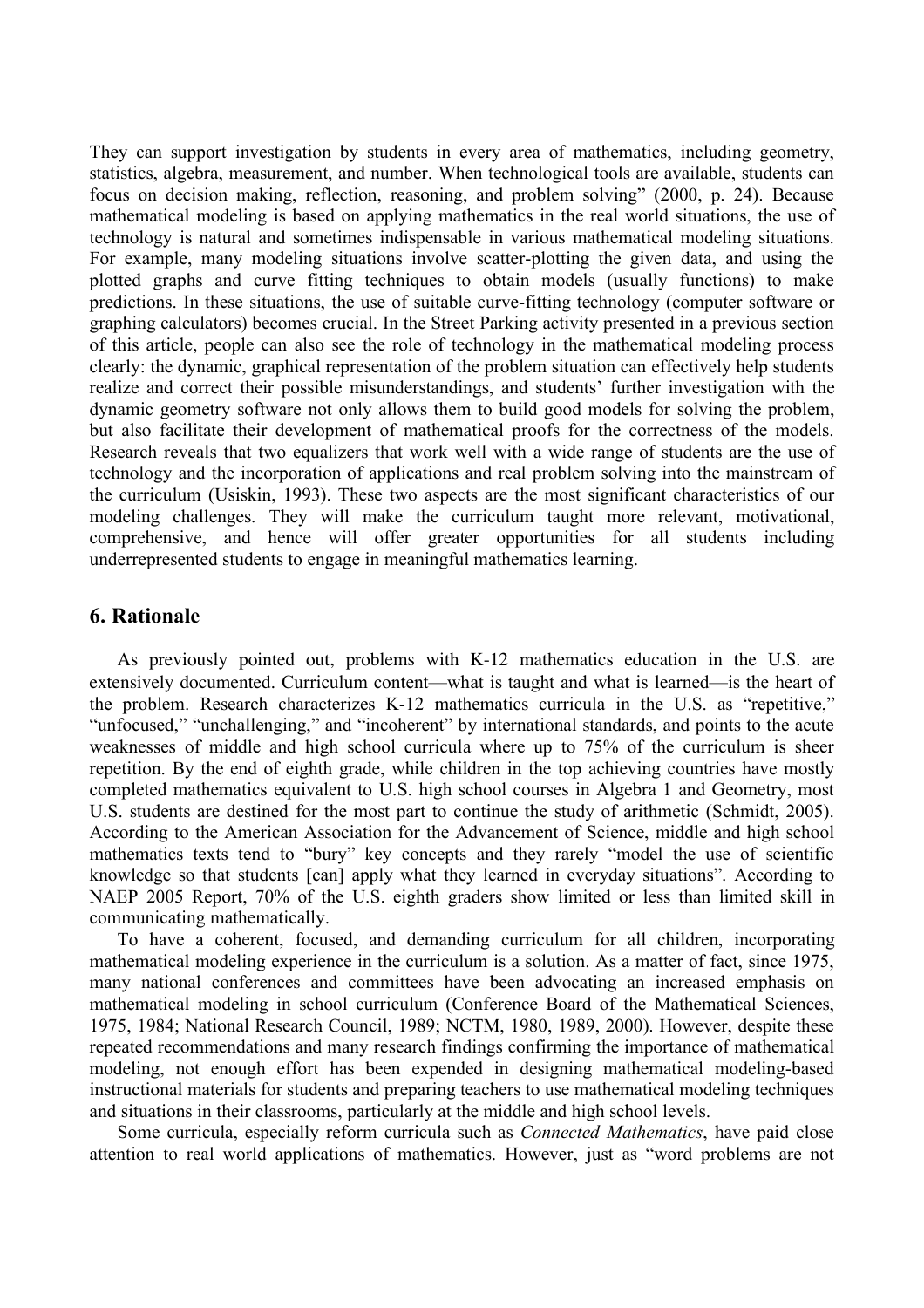They can support investigation by students in every area of mathematics, including geometry, statistics, algebra, measurement, and number. When technological tools are available, students can focus on decision making, reflection, reasoning, and problem solving" (2000, p. 24). Because mathematical modeling is based on applying mathematics in the real world situations, the use of technology is natural and sometimes indispensable in various mathematical modeling situations. For example, many modeling situations involve scatter-plotting the given data, and using the plotted graphs and curve fitting techniques to obtain models (usually functions) to make predictions. In these situations, the use of suitable curve-fitting technology (computer software or graphing calculators) becomes crucial. In the Street Parking activity presented in a previous section of this article, people can also see the role of technology in the mathematical modeling process clearly: the dynamic, graphical representation of the problem situation can effectively help students realize and correct their possible misunderstandings, and students' further investigation with the dynamic geometry software not only allows them to build good models for solving the problem, but also facilitate their development of mathematical proofs for the correctness of the models. Research reveals that two equalizers that work well with a wide range of students are the use of technology and the incorporation of applications and real problem solving into the mainstream of the curriculum (Usiskin, 1993). These two aspects are the most significant characteristics of our modeling challenges. They will make the curriculum taught more relevant, motivational, comprehensive, and hence will offer greater opportunities for all students including underrepresented students to engage in meaningful mathematics learning.

## 6. Rationale

As previously pointed out, problems with K-12 mathematics education in the U.S. are extensively documented. Curriculum content—what is taught and what is learned—is the heart of the problem. Research characterizes K-12 mathematics curricula in the U.S. as "repetitive," "unfocused," "unchallenging," and "incoherent" by international standards, and points to the acute weaknesses of middle and high school curricula where up to 75% of the curriculum is sheer repetition. By the end of eighth grade, while children in the top achieving countries have mostly completed mathematics equivalent to U.S. high school courses in Algebra 1 and Geometry, most U.S. students are destined for the most part to continue the study of arithmetic (Schmidt, 2005). According to the American Association for the Advancement of Science, middle and high school mathematics texts tend to "bury" key concepts and they rarely "model the use of scientific knowledge so that students [can] apply what they learned in everyday situations". According to NAEP 2005 Report, 70% of the U.S. eighth graders show limited or less than limited skill in communicating mathematically.

To have a coherent, focused, and demanding curriculum for all children, incorporating mathematical modeling experience in the curriculum is a solution. As a matter of fact, since 1975, many national conferences and committees have been advocating an increased emphasis on mathematical modeling in school curriculum (Conference Board of the Mathematical Sciences, 1975, 1984; National Research Council, 1989; NCTM, 1980, 1989, 2000). However, despite these repeated recommendations and many research findings confirming the importance of mathematical modeling, not enough effort has been expended in designing mathematical modeling-based instructional materials for students and preparing teachers to use mathematical modeling techniques and situations in their classrooms, particularly at the middle and high school levels.

Some curricula, especially reform curricula such as *Connected Mathematics*, have paid close attention to real world applications of mathematics. However, just as "word problems are not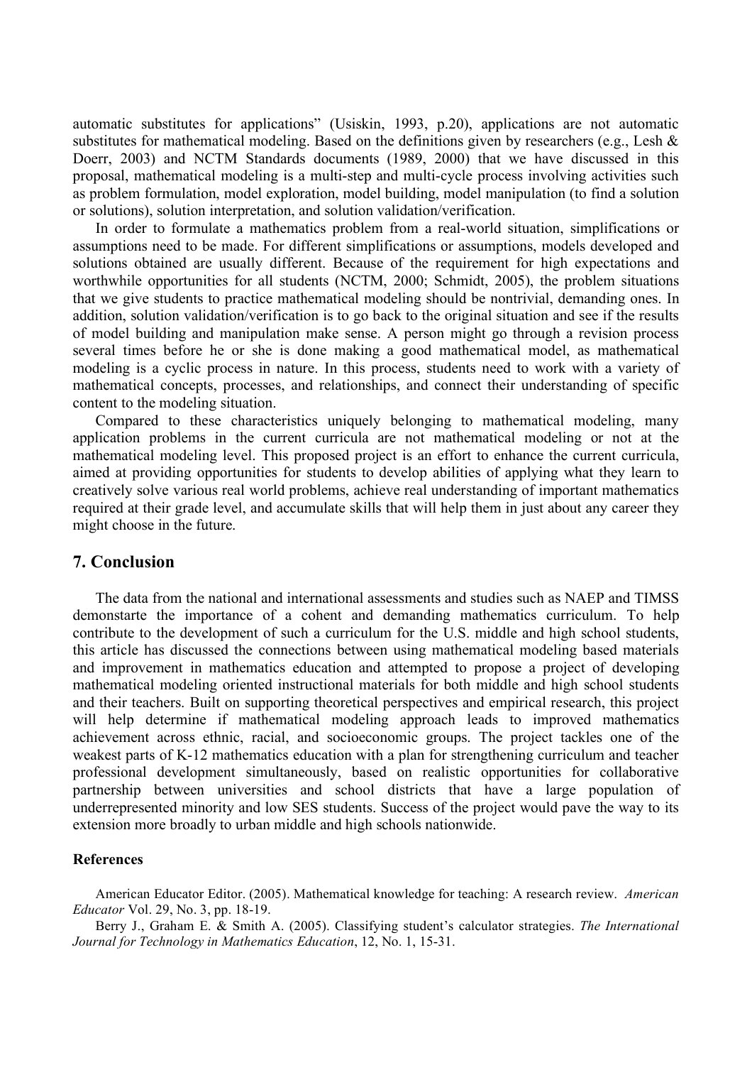automatic substitutes for applications" (Usiskin, 1993, p.20), applications are not automatic substitutes for mathematical modeling. Based on the definitions given by researchers (e.g., Lesh & Doerr, 2003) and NCTM Standards documents (1989, 2000) that we have discussed in this proposal, mathematical modeling is a multi-step and multi-cycle process involving activities such as problem formulation, model exploration, model building, model manipulation (to find a solution or solutions), solution interpretation, and solution validation/verification.

In order to formulate a mathematics problem from a real-world situation, simplifications or assumptions need to be made. For different simplifications or assumptions, models developed and solutions obtained are usually different. Because of the requirement for high expectations and worthwhile opportunities for all students (NCTM, 2000; Schmidt, 2005), the problem situations that we give students to practice mathematical modeling should be nontrivial, demanding ones. In addition, solution validation/verification is to go back to the original situation and see if the results of model building and manipulation make sense. A person might go through a revision process several times before he or she is done making a good mathematical model, as mathematical modeling is a cyclic process in nature. In this process, students need to work with a variety of mathematical concepts, processes, and relationships, and connect their understanding of specific content to the modeling situation.

Compared to these characteristics uniquely belonging to mathematical modeling, many application problems in the current curricula are not mathematical modeling or not at the mathematical modeling level. This proposed project is an effort to enhance the current curricula, aimed at providing opportunities for students to develop abilities of applying what they learn to creatively solve various real world problems, achieve real understanding of important mathematics required at their grade level, and accumulate skills that will help them in just about any career they might choose in the future.

## 7. Conclusion

The data from the national and international assessments and studies such as NAEP and TIMSS demonstarte the importance of a cohent and demanding mathematics curriculum. To help contribute to the development of such a curriculum for the U.S. middle and high school students, this article has discussed the connections between using mathematical modeling based materials and improvement in mathematics education and attempted to propose a project of developing mathematical modeling oriented instructional materials for both middle and high school students and their teachers. Built on supporting theoretical perspectives and empirical research, this project will help determine if mathematical modeling approach leads to improved mathematics achievement across ethnic, racial, and socioeconomic groups. The project tackles one of the weakest parts of K-12 mathematics education with a plan for strengthening curriculum and teacher professional development simultaneously, based on realistic opportunities for collaborative partnership between universities and school districts that have a large population of underrepresented minority and low SES students. Success of the project would pave the way to its extension more broadly to urban middle and high schools nationwide.

### References

American Educator Editor. (2005). Mathematical knowledge for teaching: A research review. *American Educator* Vol. 29, No. 3, pp. 18-19.

Berry J., Graham E. & Smith A. (2005). Classifying student's calculator strategies. *The International Journal for Technology in Mathematics Education*, 12, No. 1, 15-31.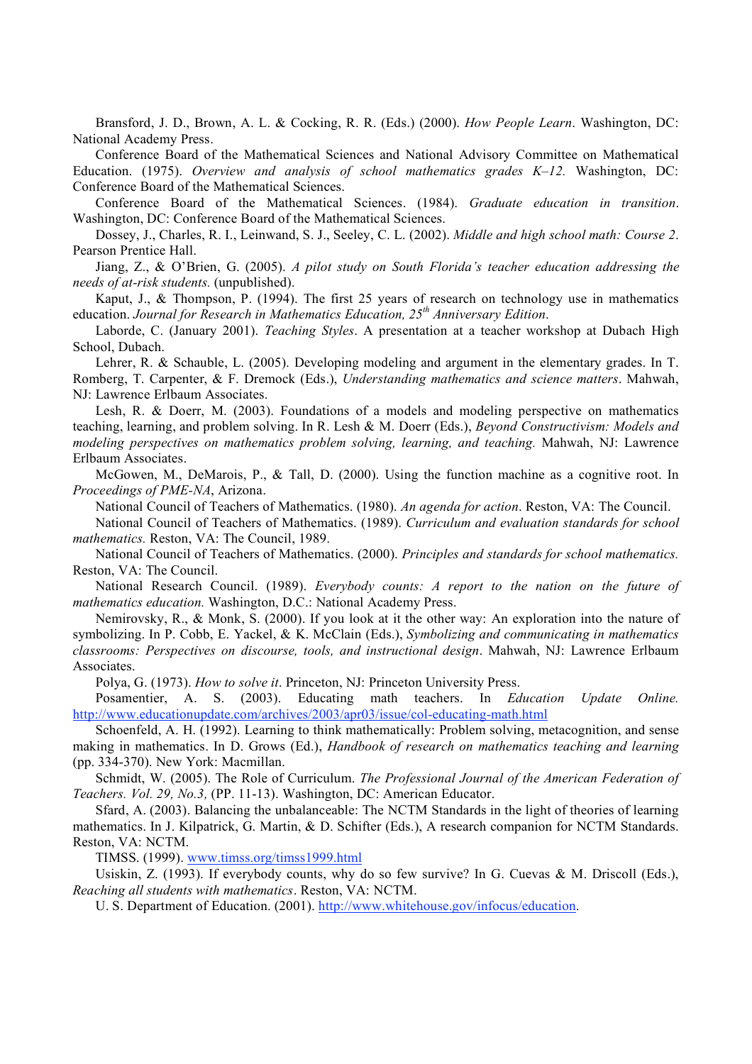Bransford, J. D., Brown, A. L. & Cocking, R. R. (Eds.) (2000). *How People Learn*. Washington, DC: National Academy Press.

Conference Board of the Mathematical Sciences and National Advisory Committee on Mathematical Education. (1975). *Overview and analysis of school mathematics grades K–12.* Washington, DC: Conference Board of the Mathematical Sciences.

Conference Board of the Mathematical Sciences. (1984). *Graduate education in transition*. Washington, DC: Conference Board of the Mathematical Sciences.

Dossey, J., Charles, R. I., Leinwand, S. J., Seeley, C. L. (2002). *Middle and high school math: Course 2*. Pearson Prentice Hall.

Jiang, Z., & O'Brien, G. (2005). *A pilot study on South Florida's teacher education addressing the needs of at-risk students.* (unpublished).

Kaput, J., & Thompson, P. (1994). The first 25 years of research on technology use in mathematics education. *Journal for Research in Mathematics Education, 25th Anniversary Edition*.

Laborde, C. (January 2001). *Teaching Styles*. A presentation at a teacher workshop at Dubach High School, Dubach.

Lehrer, R. & Schauble, L. (2005). Developing modeling and argument in the elementary grades. In T. Romberg, T. Carpenter, & F. Dremock (Eds.), *Understanding mathematics and science matters*. Mahwah, NJ: Lawrence Erlbaum Associates.

Lesh, R. & Doerr, M. (2003). Foundations of a models and modeling perspective on mathematics teaching, learning, and problem solving. In R. Lesh & M. Doerr (Eds.), *Beyond Constructivism: Models and modeling perspectives on mathematics problem solving, learning, and teaching.* Mahwah, NJ: Lawrence Erlbaum Associates.

McGowen, M., DeMarois, P., & Tall, D. (2000). Using the function machine as a cognitive root. In *Proceedings of PME-NA*, Arizona.

National Council of Teachers of Mathematics. (1980). *An agenda for action*. Reston, VA: The Council.

National Council of Teachers of Mathematics. (1989). *Curriculum and evaluation standards for school mathematics.* Reston, VA: The Council, 1989.

National Council of Teachers of Mathematics. (2000). *Principles and standards for school mathematics.* Reston, VA: The Council.

National Research Council. (1989). *Everybody counts: A report to the nation on the future of mathematics education.* Washington, D.C.: National Academy Press.

Nemirovsky, R., & Monk, S. (2000). If you look at it the other way: An exploration into the nature of symbolizing. In P. Cobb, E. Yackel, & K. McClain (Eds.), *Symbolizing and communicating in mathematics classrooms: Perspectives on discourse, tools, and instructional design*. Mahwah, NJ: Lawrence Erlbaum Associates.

Polya, G. (1973). *How to solve it*. Princeton, NJ: Princeton University Press.

Posamentier, A. S. (2003). Educating math teachers. In *Education Update Online.* http://www.educationupdate.com/archives/2003/apr03/issue/col-educating-math.html

Schoenfeld, A. H. (1992). Learning to think mathematically: Problem solving, metacognition, and sense making in mathematics. In D. Grows (Ed.), *Handbook of research on mathematics teaching and learning* (pp. 334-370). New York: Macmillan.

Schmidt, W. (2005). The Role of Curriculum. *The Professional Journal of the American Federation of Teachers. Vol. 29, No.3,* (PP. 11-13). Washington, DC: American Educator.

Sfard, A. (2003). Balancing the unbalanceable: The NCTM Standards in the light of theories of learning mathematics. In J. Kilpatrick, G. Martin, & D. Schifter (Eds.), A research companion for NCTM Standards. Reston, VA: NCTM.

TIMSS. (1999). www.timss.org/timss1999.html

Usiskin, Z. (1993). If everybody counts, why do so few survive? In G. Cuevas & M. Driscoll (Eds.), *Reaching all students with mathematics*. Reston, VA: NCTM.

U. S. Department of Education. (2001). http://www.whitehouse.gov/infocus/education.